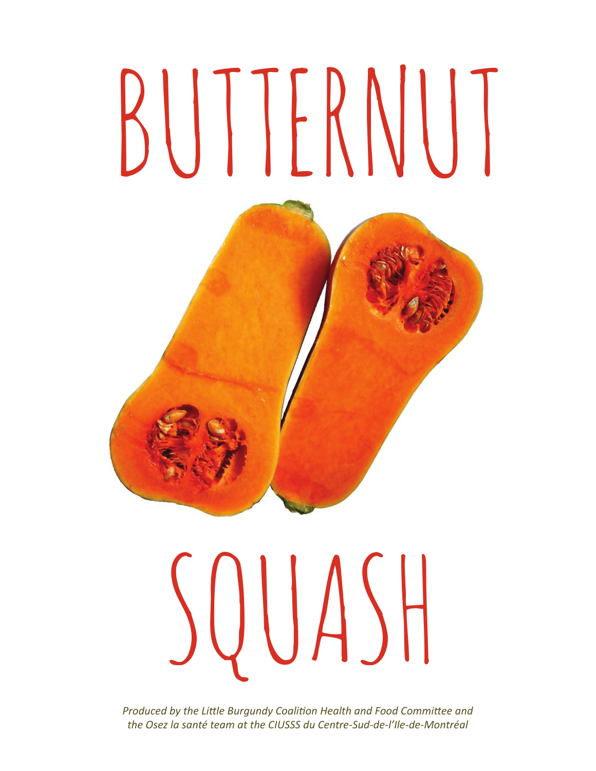# BUTTERNUT SQUASH

*Produced by the Little Burgundy Coalition Health and Food Committee and the Osez la santé team at the CIUSSS du Centre-Sud-de-l'Ile-de-Montréal*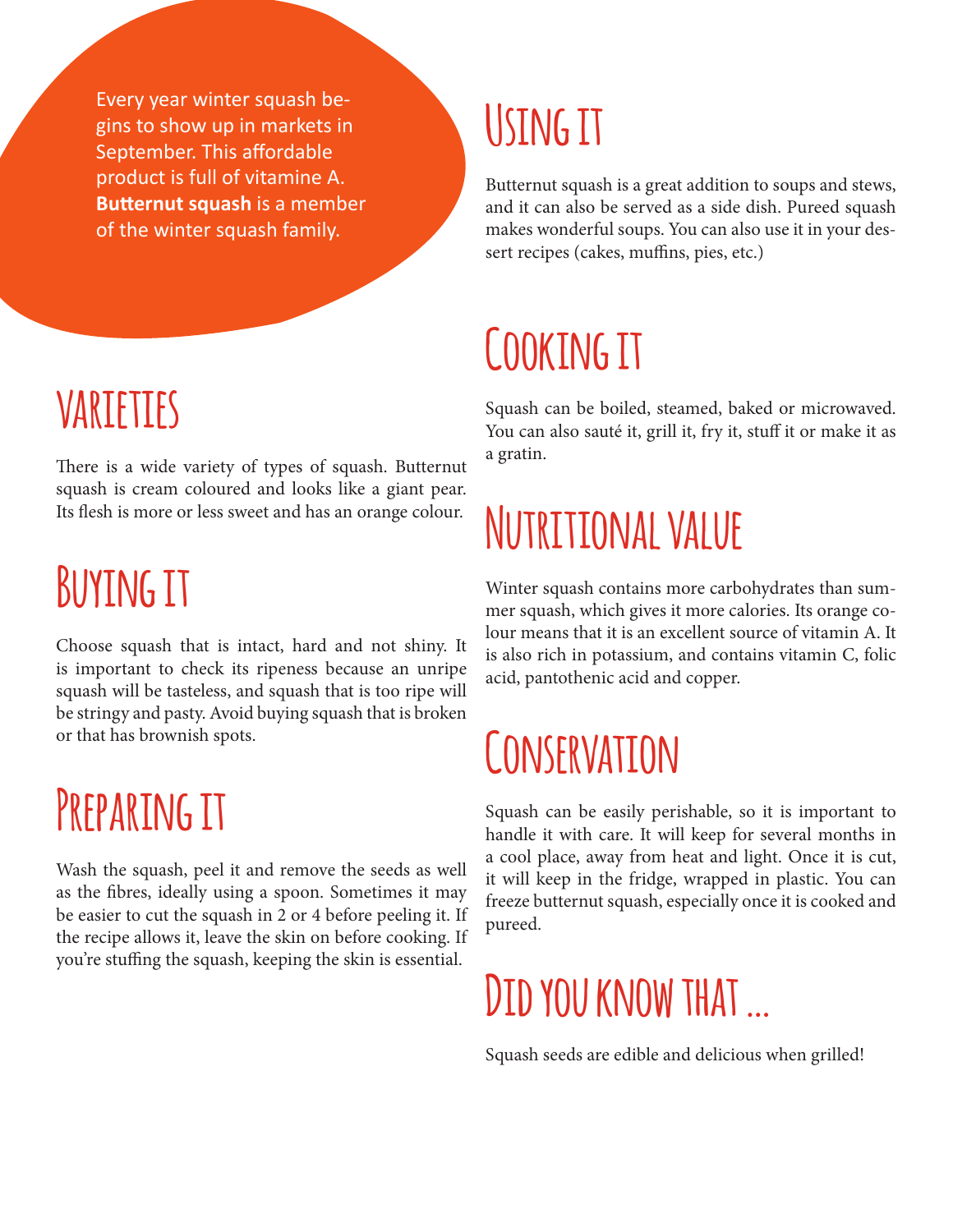Every year winter squash begins to show up in markets in September. This affordable product is full of vitamine A. **Butternut squash** is a member of the winter squash family.

## Varieties

There is a wide variety of types of squash. Butternut squash is cream coloured and looks like a giant pear. Its flesh is more or less sweet and has an orange colour.

## Buying it

Choose squash that is intact, hard and not shiny. It is important to check its ripeness because an unripe squash will be tasteless, and squash that is too ripe will be stringy and pasty. Avoid buying squash that is broken or that has brownish spots.

## Preparing it

Wash the squash, peel it and remove the seeds as well as the fibres, ideally using a spoon. Sometimes it may be easier to cut the squash in 2 or 4 before peeling it. If the recipe allows it, leave the skin on before cooking. If you're stuffing the squash, keeping the skin is essential.

## Using it

Butternut squash is a great addition to soups and stews, and it can also be served as a side dish. Pureed squash makes wonderful soups. You can also use it in your dessert recipes (cakes, muffins, pies, etc.)

## Cooking it

Squash can be boiled, steamed, baked or microwaved. You can also sauté it, grill it, fry it, stuff it or make it as a gratin.

## Nutritional value

Winter squash contains more carbohydrates than summer squash, which gives it more calories. Its orange colour means that it is an excellent source of vitamin A. It is also rich in potassium, and contains vitamin C, folic acid, pantothenic acid and copper.

## Conservation

Squash can be easily perishable, so it is important to handle it with care. It will keep for several months in a cool place, away from heat and light. Once it is cut, it will keep in the fridge, wrapped in plastic. You can freeze butternut squash, especially once it is cooked and pureed.

## Did you know that ...

Squash seeds are edible and delicious when grilled!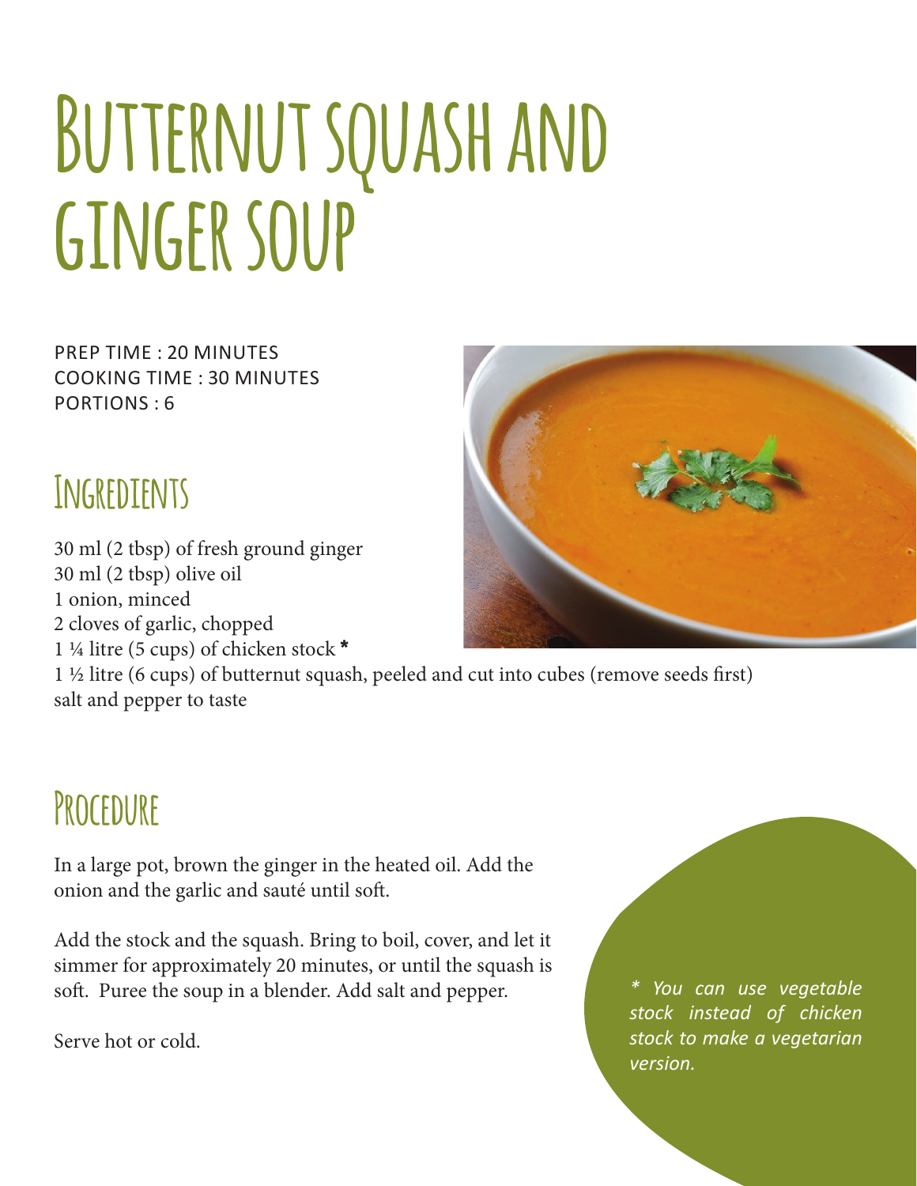# Butternut squash and ginger soup

PREP TIME : 20 MINUTES
COOKING TIME : 30 MINUTES
PORTIONS : 6

## Ingredients

30 ml (2 tbsp) of fresh ground ginger
30 ml (2 tbsp) olive oil
1 onion, minced
2 cloves of garlic, chopped
1 ¼ litre (5 cups) of chicken stock *
1 ½ litre (6 cups) of butternut squash, peeled and cut into cubes (remove seeds first)
salt and pepper to taste

## Procedure

In a large pot, brown the ginger in the heated oil. Add the onion and the garlic and sauté until soft.

Add the stock and the squash. Bring to boil, cover, and let it simmer for approximately 20 minutes, or until the squash is soft. Puree the soup in a blender. Add salt and pepper.

Serve hot or cold.

*\* You can use vegetable stock instead of chicken stock to make a vegetarian version.*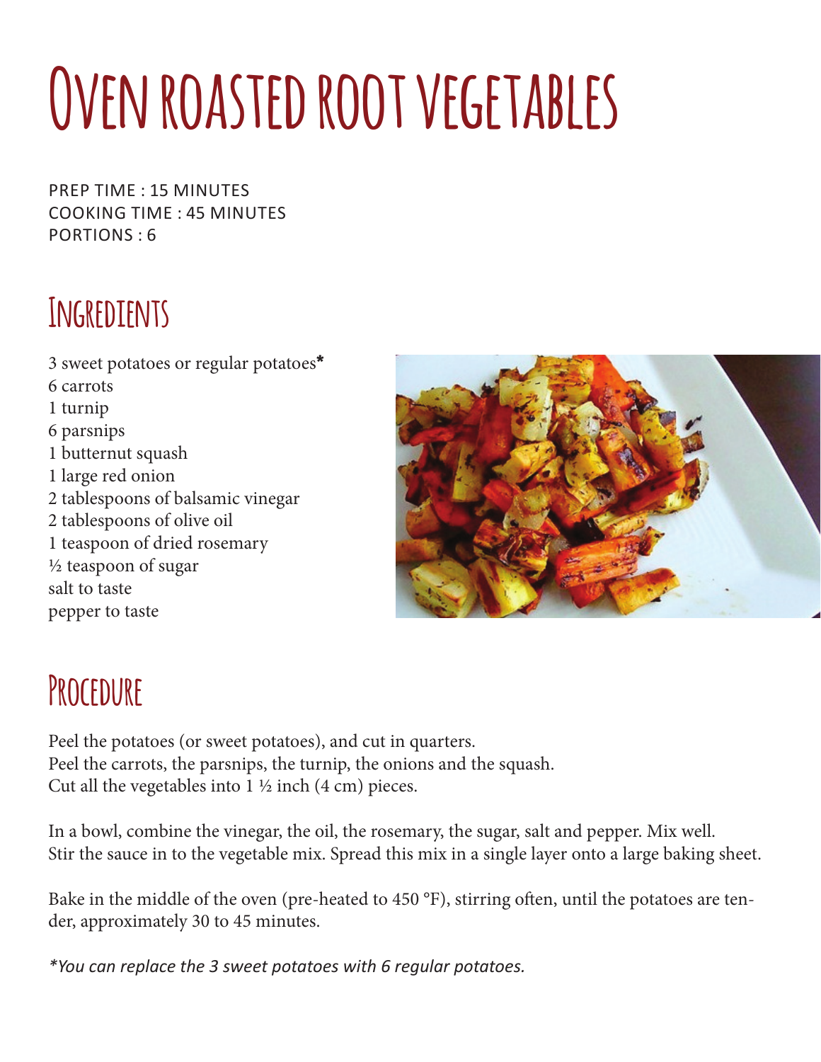# Oven roasted root vegetables

PREP TIME : 15 MINUTES
COOKING TIME : 45 MINUTES
PORTIONS : 6

## Ingredients

3 sweet potatoes or regular potatoes**\***
6 carrots
1 turnip
6 parsnips
1 butternut squash
1 large red onion
2 tablespoons of balsamic vinegar
2 tablespoons of olive oil
1 teaspoon of dried rosemary
½ teaspoon of sugar
salt to taste
pepper to taste

## Procedure

Peel the potatoes (or sweet potatoes), and cut in quarters.
Peel the carrots, the parsnips, the turnip, the onions and the squash.
Cut all the vegetables into 1 ½ inch (4 cm) pieces.

In a bowl, combine the vinegar, the oil, the rosemary, the sugar, salt and pepper. Mix well.
Stir the sauce in to the vegetable mix. Spread this mix in a single layer onto a large baking sheet.

Bake in the middle of the oven (pre-heated to 450 °F), stirring often, until the potatoes are tender, approximately 30 to 45 minutes.

*\*You can replace the 3 sweet potatoes with 6 regular potatoes.*